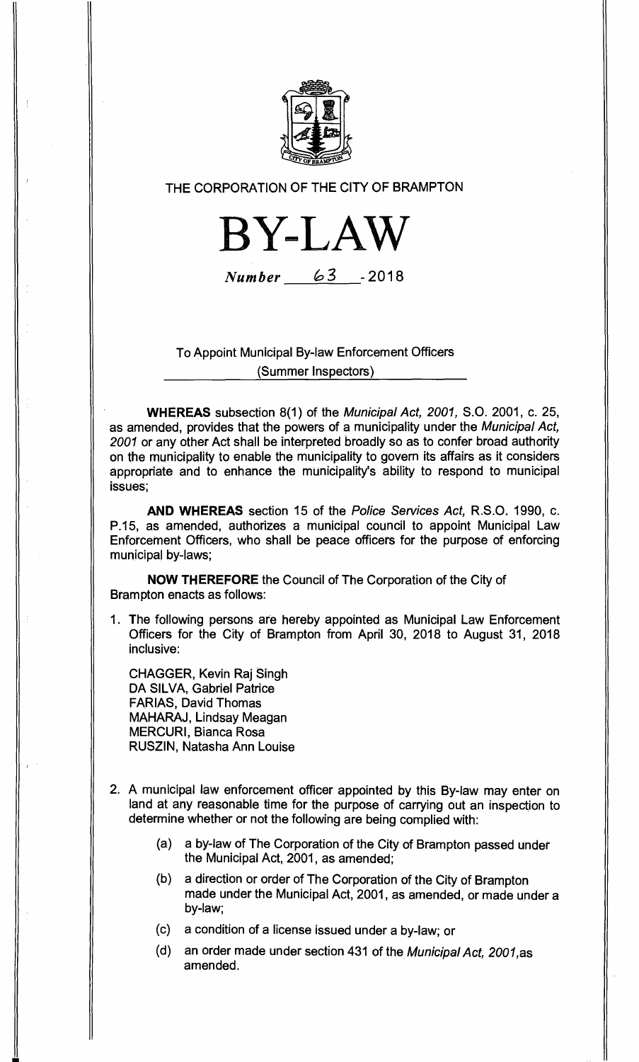THE CORPORATION OF THE CITY OF BRAMPTON

# BY-LAW

*Number* 63 - 2018

To Appoint Municipal By-law Enforcement Officers
(Summer Inspectors)

**WHEREAS** subsection 8(1) of the *Municipal Act, 2001,* S.O. 2001, c. 25, as amended, provides that the powers of a municipality under the *Municipal Act, 2001* or any other Act shall be interpreted broadly so as to confer broad authority on the municipality to enable the municipality to govern its affairs as it considers appropriate and to enhance the municipality's ability to respond to municipal issues;

**AND WHEREAS** section 15 of the *Police Services Act,* R.S.O. 1990, c. P.15, as amended, authorizes a municipal council to appoint Municipal Law Enforcement Officers, who shall be peace officers for the purpose of enforcing municipal by-laws;

**NOW THEREFORE** the Council of The Corporation of the City of Brampton enacts as follows:

1. The following persons are hereby appointed as Municipal Law Enforcement Officers for the City of Brampton from April 30, 2018 to August 31, 2018 inclusive:

   CHAGGER, Kevin Raj Singh
   DA SILVA, Gabriel Patrice
   FARIAS, David Thomas
   MAHARAJ, Lindsay Meagan
   MERCURI, Bianca Rosa
   RUSZIN, Natasha Ann Louise

2. A municipal law enforcement officer appointed by this By-law may enter on land at any reasonable time for the purpose of carrying out an inspection to determine whether or not the following are being complied with:

   (a) a by-law of The Corporation of the City of Brampton passed under the Municipal Act, 2001, as amended;

   (b) a direction or order of The Corporation of the City of Brampton made under the Municipal Act, 2001, as amended, or made under a by-law;

   (c) a condition of a license issued under a by-law; or

   (d) an order made under section 431 of the *Municipal Act, 2001,*as amended.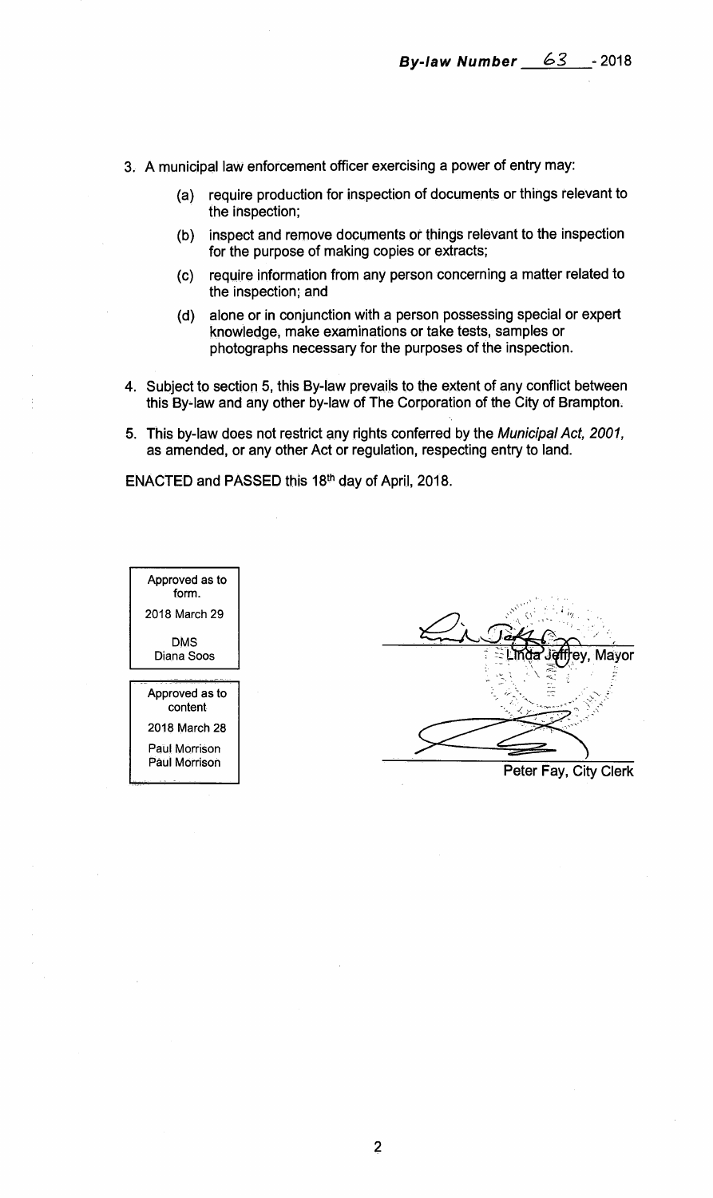3. A municipal law enforcement officer exercising a power of entry may:

   (a) require production for inspection of documents or things relevant to the inspection;

   (b) inspect and remove documents or things relevant to the inspection for the purpose of making copies or extracts;

   (c) require information from any person concerning a matter related to the inspection; and

   (d) alone or in conjunction with a person possessing special or expert knowledge, make examinations or take tests, samples or photographs necessary for the purposes of the inspection.

4. Subject to section 5, this By-law prevails to the extent of any conflict between this By-law and any other by-law of The Corporation of the City of Brampton.

5. This by-law does not restrict any rights conferred by the *Municipal Act, 2001*, as amended, or any other Act or regulation, respecting entry to land.

ENACTED and PASSED this 18th day of April, 2018.

Approved as to form.
2018 March 29
DMS
Diana Soos

Approved as to content
2018 March 28
Paul Morrison
Paul Morrison

Linda Jeffrey, Mayor

Peter Fay, City Clerk